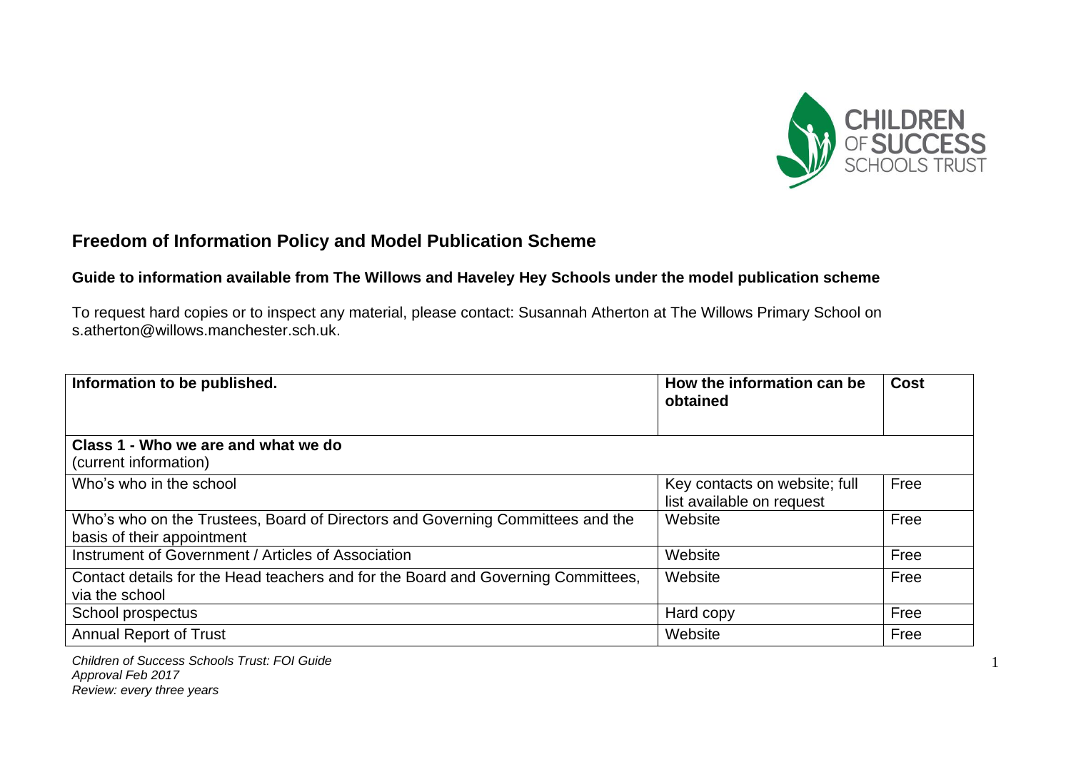# Freedom of Information Policy and Model Publication Scheme

## Guide to information available from The Willows and Haveley Hey Schools under the model publication scheme

To request hard copies or to inspect any material, please contact: Susannah Atherton at The Willows Primary School on s.atherton@willows.manchester.sch.uk.

| Information to be published. | How the information can be obtained | Cost |
|---|---|---|
| **Class 1 - Who we are and what we do** (current information) | | |
| Who's who in the school | Key contacts on website; full list available on request | Free |
| Who's who on the Trustees, Board of Directors and Governing Committees and the basis of their appointment | Website | Free |
| Instrument of Government / Articles of Association | Website | Free |
| Contact details for the Head teachers and for the Board and Governing Committees, via the school | Website | Free |
| School prospectus | Hard copy | Free |
| Annual Report of Trust | Website | Free |

*Children of Success Schools Trust: FOI Guide*
*Approval Feb 2017*
*Review: every three years*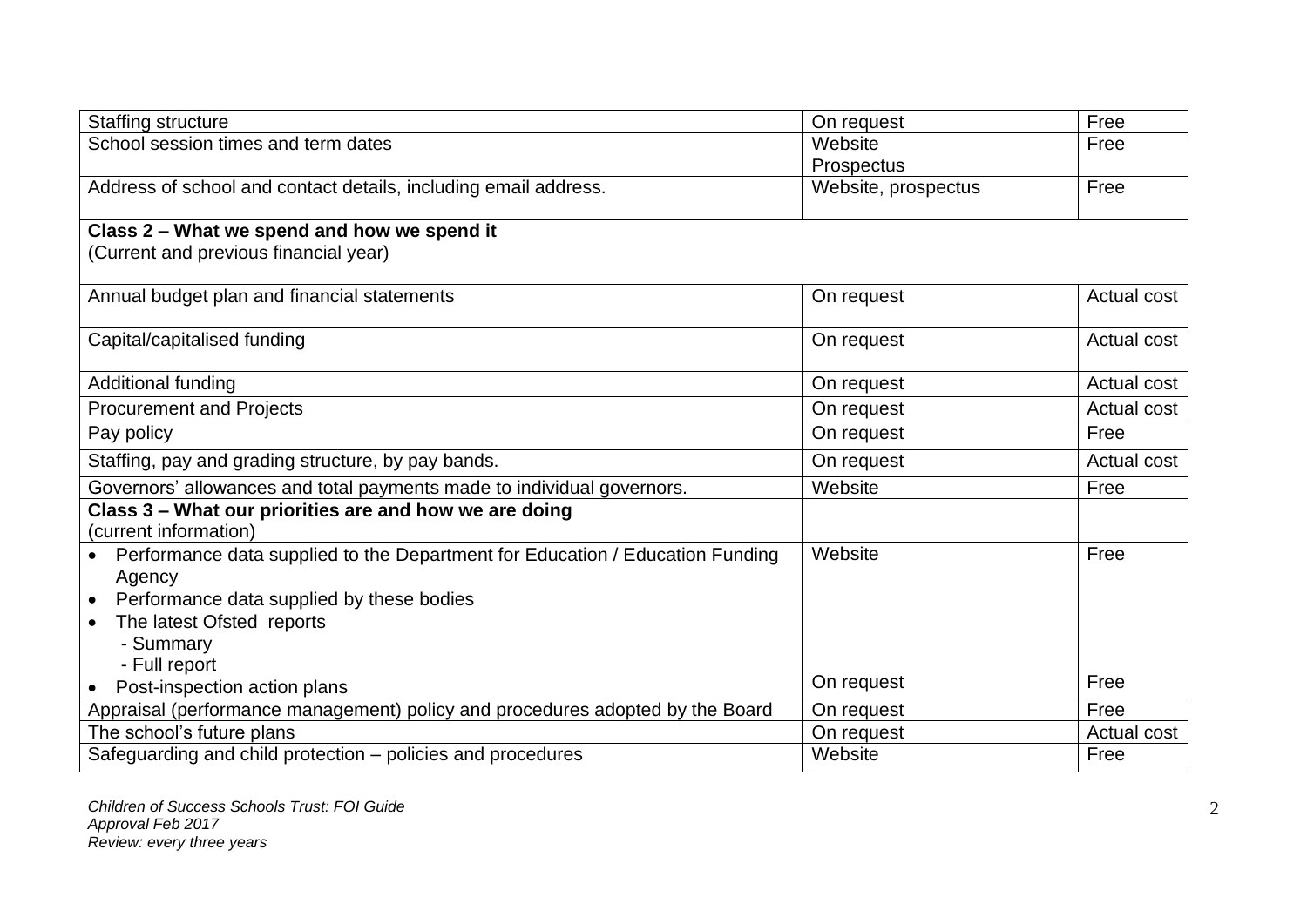| | | |
|---|---|---|
| Staffing structure | On request | Free |
| School session times and term dates | Website<br>Prospectus | Free |
| Address of school and contact details, including email address. | Website, prospectus | Free |
| **Class 2 – What we spend and how we spend it**<br>(Current and previous financial year) | | |
| Annual budget plan and financial statements | On request | Actual cost |
| Capital/capitalised funding | On request | Actual cost |
| Additional funding | On request | Actual cost |
| Procurement and Projects | On request | Actual cost |
| Pay policy | On request | Free |
| Staffing, pay and grading structure, by pay bands. | On request | Actual cost |
| Governors' allowances and total payments made to individual governors. | Website | Free |
| **Class 3 – What our priorities are and how we are doing**<br>(current information) | | |
| • Performance data supplied to the Department for Education / Education Funding Agency<br>• Performance data supplied by these bodies<br>• The latest Ofsted reports<br>- Summary<br>- Full report<br>• Post-inspection action plans | Website<br><br><br><br><br><br>On request | Free<br><br><br><br><br><br>Free |
| Appraisal (performance management) policy and procedures adopted by the Board | On request | Free |
| The school's future plans | On request | Actual cost |
| Safeguarding and child protection – policies and procedures | Website | Free |

*Children of Success Schools Trust: FOI Guide*
*Approval Feb 2017*
*Review: every three years*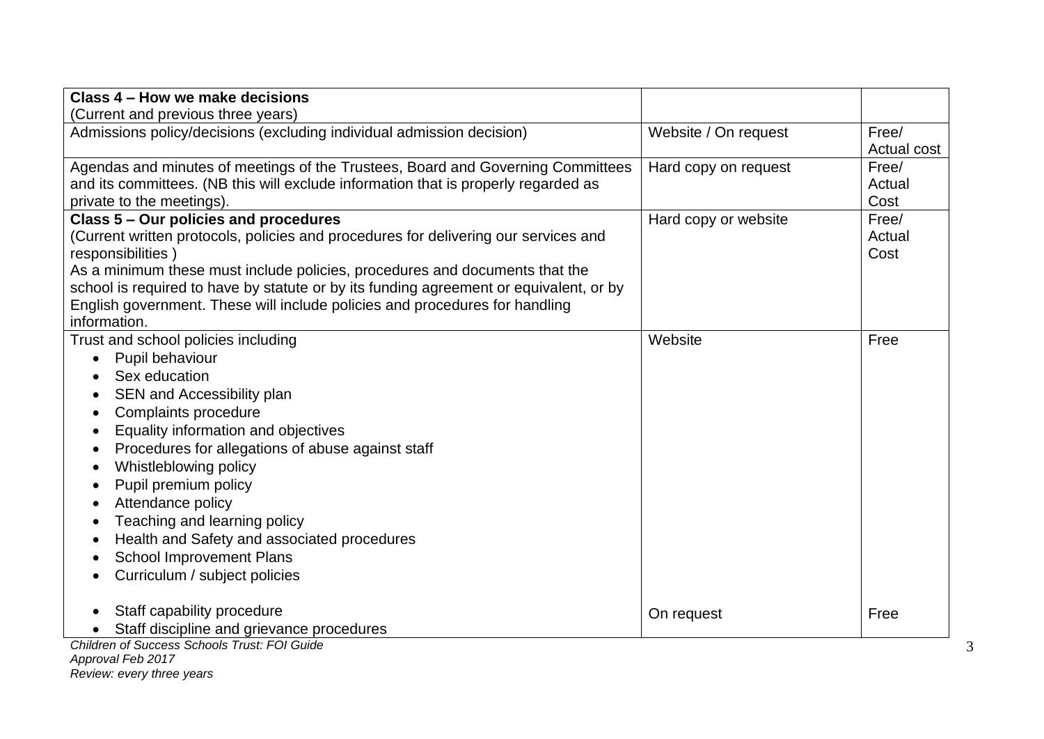| **Class 4 – How we make decisions**<br>(Current and previous three years) | | |
|---|---|---|
| Admissions policy/decisions (excluding individual admission decision) | Website / On request | Free/<br>Actual cost |
| Agendas and minutes of meetings of the Trustees, Board and Governing Committees and its committees. (NB this will exclude information that is properly regarded as private to the meetings). | Hard copy on request | Free/<br>Actual<br>Cost |
| **Class 5 – Our policies and procedures**<br>(Current written protocols, policies and procedures for delivering our services and responsibilities )<br>As a minimum these must include policies, procedures and documents that the school is required to have by statute or by its funding agreement or equivalent, or by English government. These will include policies and procedures for handling information. | Hard copy or website | Free/<br>Actual<br>Cost |
| Trust and school policies including<br>• Pupil behaviour<br>• Sex education<br>• SEN and Accessibility plan<br>• Complaints procedure<br>• Equality information and objectives<br>• Procedures for allegations of abuse against staff<br>• Whistleblowing policy<br>• Pupil premium policy<br>• Attendance policy<br>• Teaching and learning policy<br>• Health and Safety and associated procedures<br>• School Improvement Plans<br>• Curriculum / subject policies | Website | Free |
| • Staff capability procedure<br>• Staff discipline and grievance procedures | On request | Free |

*Children of Success Schools Trust: FOI Guide*
*Approval Feb 2017*
*Review: every three years*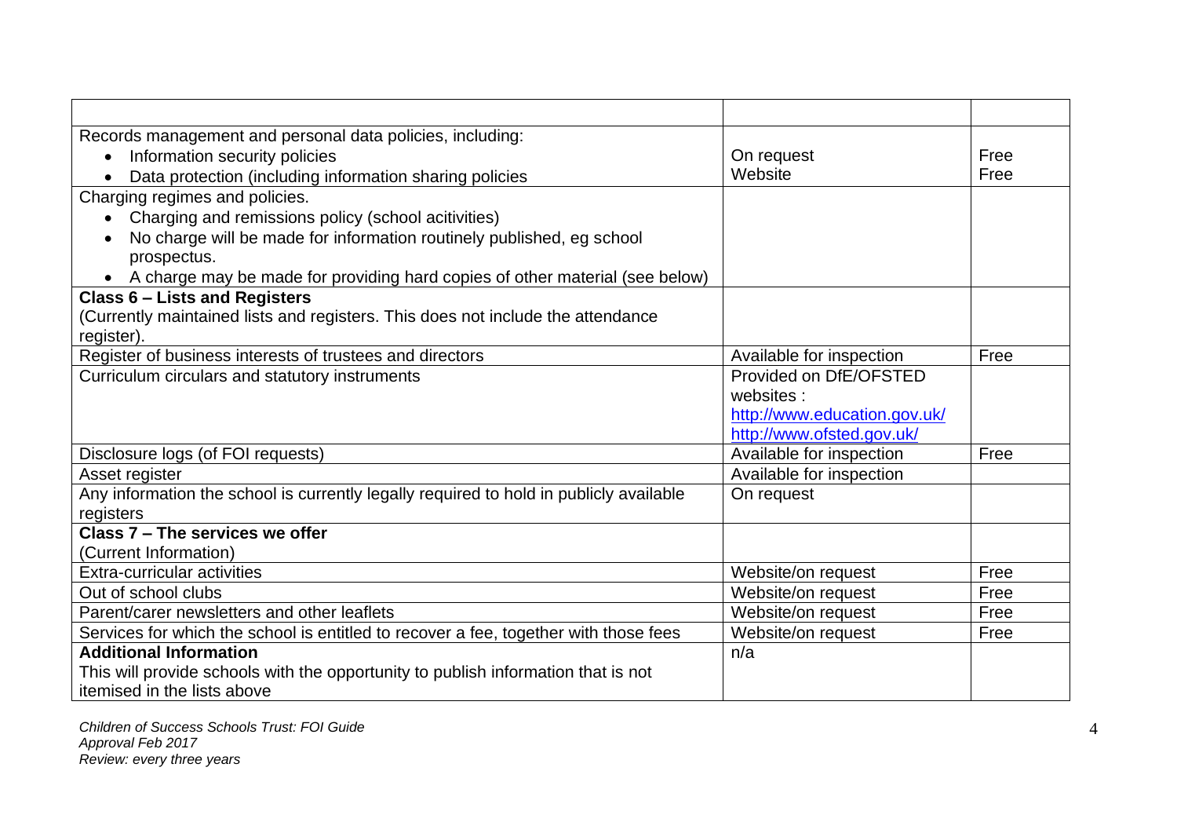| | | |
|---|---|---|
| Records management and personal data policies, including:<br>• Information security policies<br>• Data protection (including information sharing policies | On request<br>Website | Free<br>Free |
| Charging regimes and policies.<br>• Charging and remissions policy (school acitivities)<br>• No charge will be made for information routinely published, eg school prospectus.<br>• A charge may be made for providing hard copies of other material (see below) | | |
| **Class 6 – Lists and Registers**<br>(Currently maintained lists and registers. This does not include the attendance register). | | |
| Register of business interests of trustees and directors | Available for inspection | Free |
| Curriculum circulars and statutory instruments | Provided on DfE/OFSTED websites :<br>http://www.education.gov.uk/<br>http://www.ofsted.gov.uk/ | |
| Disclosure logs (of FOI requests) | Available for inspection | Free |
| Asset register | Available for inspection | |
| Any information the school is currently legally required to hold in publicly available registers | On request | |
| **Class 7 – The services we offer**<br>(Current Information) | | |
| Extra-curricular activities | Website/on request | Free |
| Out of school clubs | Website/on request | Free |
| Parent/carer newsletters and other leaflets | Website/on request | Free |
| Services for which the school is entitled to recover a fee, together with those fees | Website/on request | Free |
| **Additional Information**<br>This will provide schools with the opportunity to publish information that is not itemised in the lists above | n/a | |

*Children of Success Schools Trust: FOI Guide*
*Approval Feb 2017*
*Review: every three years*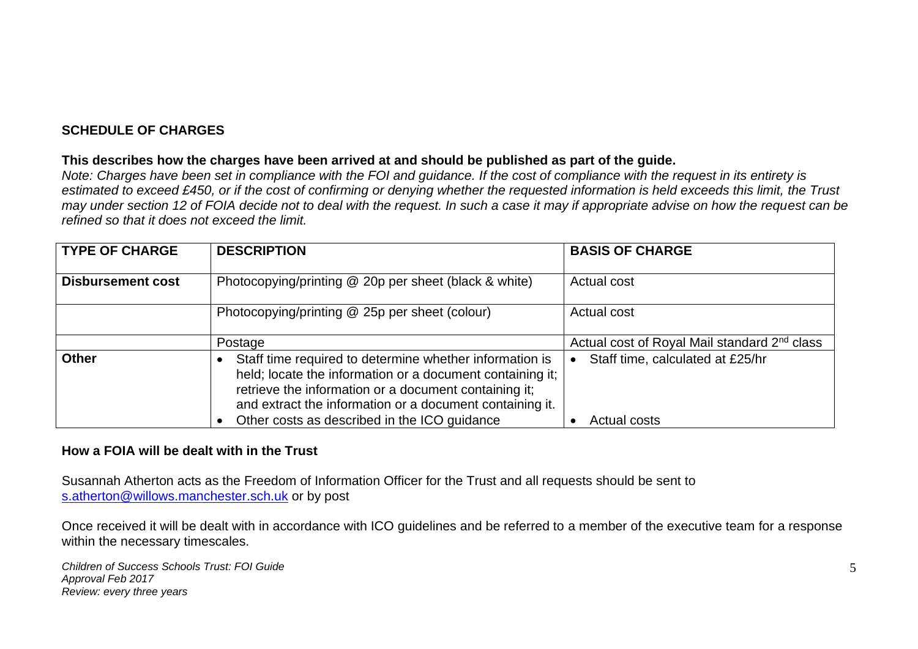## SCHEDULE OF CHARGES

**This describes how the charges have been arrived at and should be published as part of the guide.**

*Note: Charges have been set in compliance with the FOI and guidance. If the cost of compliance with the request in its entirety is estimated to exceed £450, or if the cost of confirming or denying whether the requested information is held exceeds this limit, the Trust may under section 12 of FOIA decide not to deal with the request. In such a case it may if appropriate advise on how the request can be refined so that it does not exceed the limit.*

| TYPE OF CHARGE | DESCRIPTION | BASIS OF CHARGE |
|---|---|---|
| **Disbursement cost** | Photocopying/printing @ 20p per sheet (black & white) | Actual cost |
| | Photocopying/printing @ 25p per sheet (colour) | Actual cost |
| | Postage | Actual cost of Royal Mail standard 2nd class |
| **Other** | • Staff time required to determine whether information is held; locate the information or a document containing it; retrieve the information or a document containing it; and extract the information or a document containing it.<br>• Other costs as described in the ICO guidance | • Staff time, calculated at £25/hr<br>• Actual costs |

**How a FOIA will be dealt with in the Trust**

Susannah Atherton acts as the Freedom of Information Officer for the Trust and all requests should be sent to s.atherton@willows.manchester.sch.uk or by post

Once received it will be dealt with in accordance with ICO guidelines and be referred to a member of the executive team for a response within the necessary timescales.